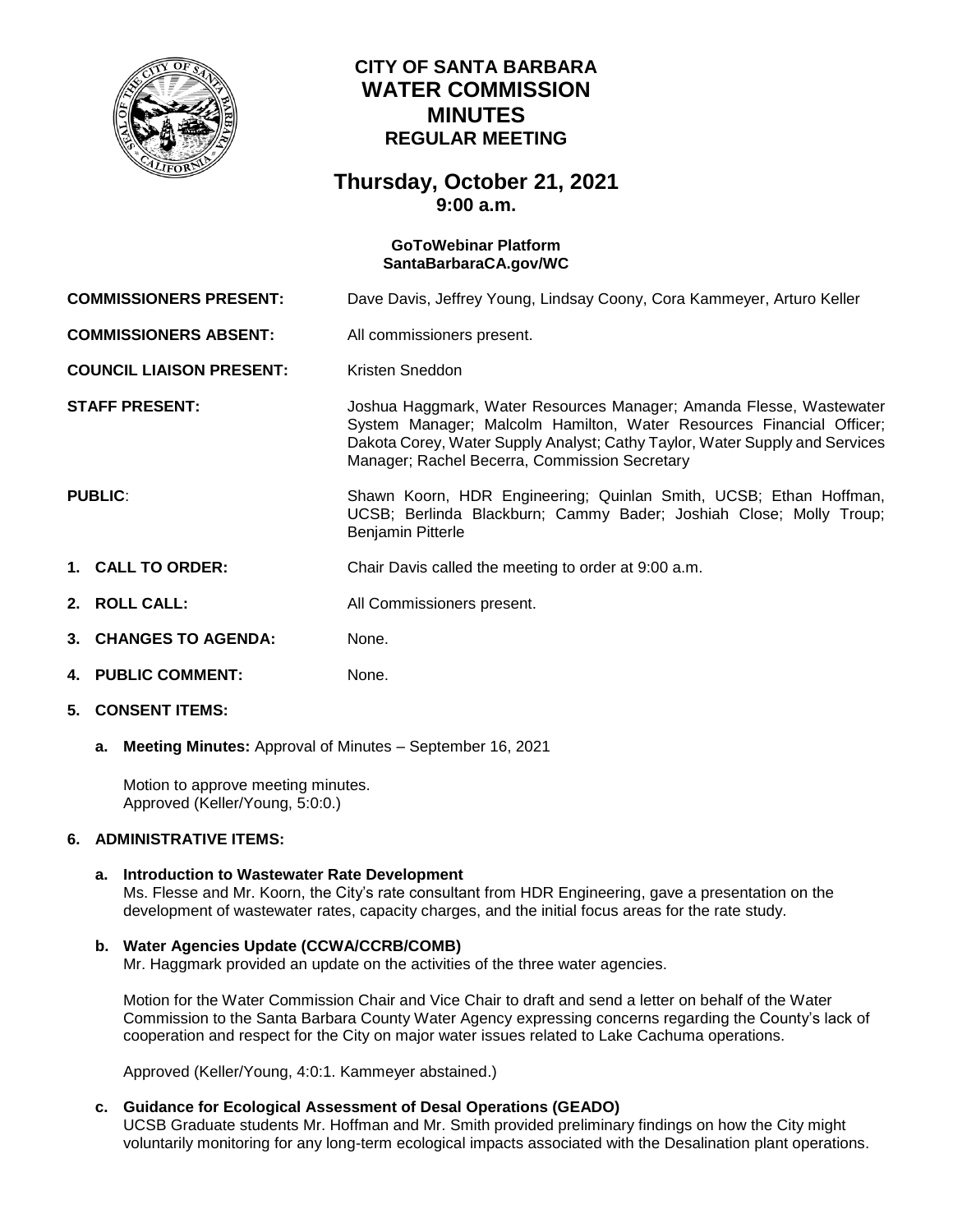# CITY OF SANTA BARBARA
# WATER COMMISSION
# MINUTES
## REGULAR MEETING

## Thursday, October 21, 2021
### 9:00 a.m.

**GoToWebinar Platform**
**SantaBarbaraCA.gov/WC**

**COMMISSIONERS PRESENT:** Dave Davis, Jeffrey Young, Lindsay Coony, Cora Kammeyer, Arturo Keller

**COMMISSIONERS ABSENT:** All commissioners present.

**COUNCIL LIAISON PRESENT:** Kristen Sneddon

**STAFF PRESENT:** Joshua Haggmark, Water Resources Manager; Amanda Flesse, Wastewater System Manager; Malcolm Hamilton, Water Resources Financial Officer; Dakota Corey, Water Supply Analyst; Cathy Taylor, Water Supply and Services Manager; Rachel Becerra, Commission Secretary

**PUBLIC**: Shawn Koorn, HDR Engineering; Quinlan Smith, UCSB; Ethan Hoffman, UCSB; Berlinda Blackburn; Cammy Bader; Joshiah Close; Molly Troup; Benjamin Pitterle

1. **CALL TO ORDER:** Chair Davis called the meeting to order at 9:00 a.m.

2. **ROLL CALL:** All Commissioners present.

3. **CHANGES TO AGENDA:** None.

4. **PUBLIC COMMENT:** None.

5. **CONSENT ITEMS:**

   a. **Meeting Minutes:** Approval of Minutes – September 16, 2021

   Motion to approve meeting minutes.
   Approved (Keller/Young, 5:0:0.)

6. **ADMINISTRATIVE ITEMS:**

   a. **Introduction to Wastewater Rate Development**
   Ms. Flesse and Mr. Koorn, the City's rate consultant from HDR Engineering, gave a presentation on the development of wastewater rates, capacity charges, and the initial focus areas for the rate study.

   b. **Water Agencies Update (CCWA/CCRB/COMB)**
   Mr. Haggmark provided an update on the activities of the three water agencies.

   Motion for the Water Commission Chair and Vice Chair to draft and send a letter on behalf of the Water Commission to the Santa Barbara County Water Agency expressing concerns regarding the County's lack of cooperation and respect for the City on major water issues related to Lake Cachuma operations.

   Approved (Keller/Young, 4:0:1. Kammeyer abstained.)

   c. **Guidance for Ecological Assessment of Desal Operations (GEADO)**
   UCSB Graduate students Mr. Hoffman and Mr. Smith provided preliminary findings on how the City might voluntarily monitoring for any long-term ecological impacts associated with the Desalination plant operations.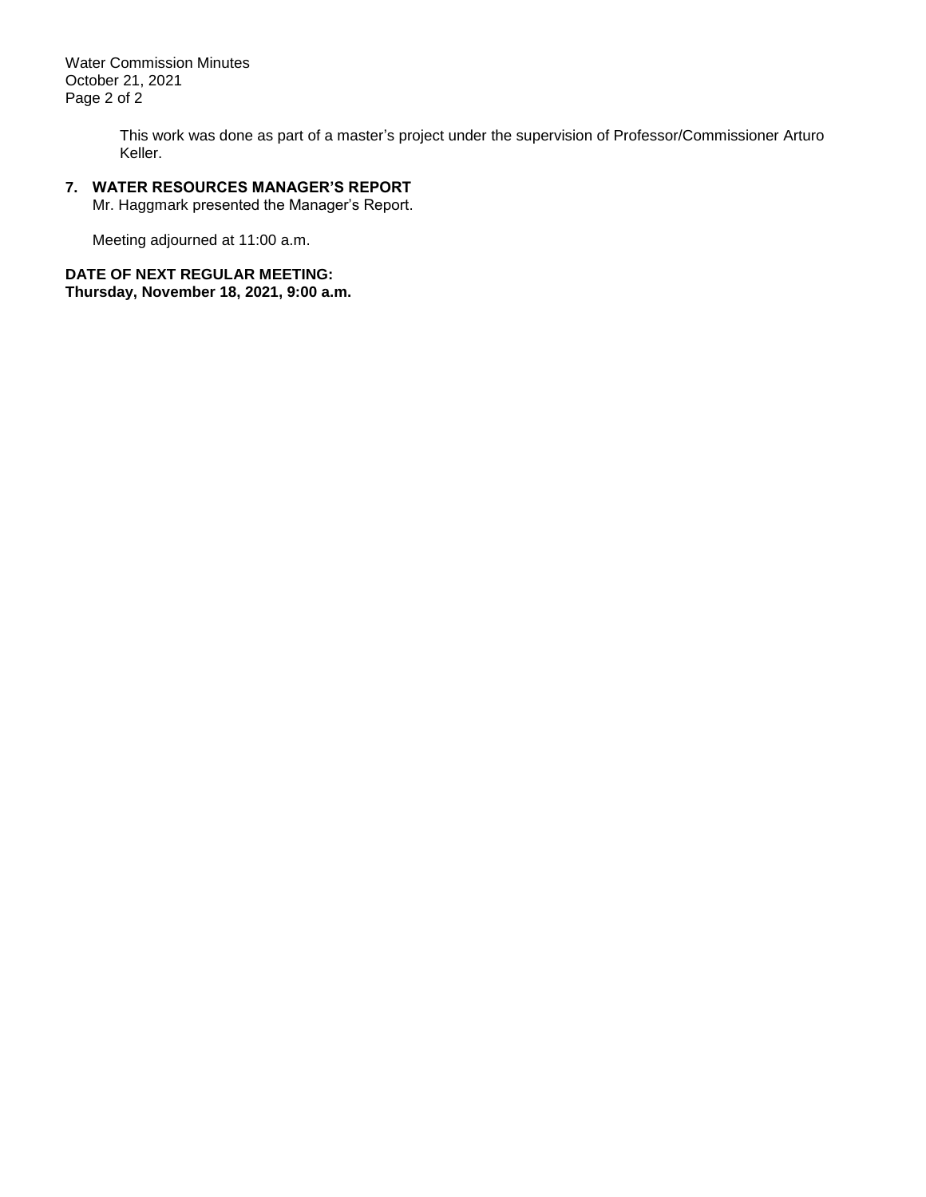This work was done as part of a master's project under the supervision of Professor/Commissioner Arturo Keller.

**7. WATER RESOURCES MANAGER'S REPORT**

Mr. Haggmark presented the Manager's Report.

Meeting adjourned at 11:00 a.m.

**DATE OF NEXT REGULAR MEETING:**
**Thursday, November 18, 2021, 9:00 a.m.**